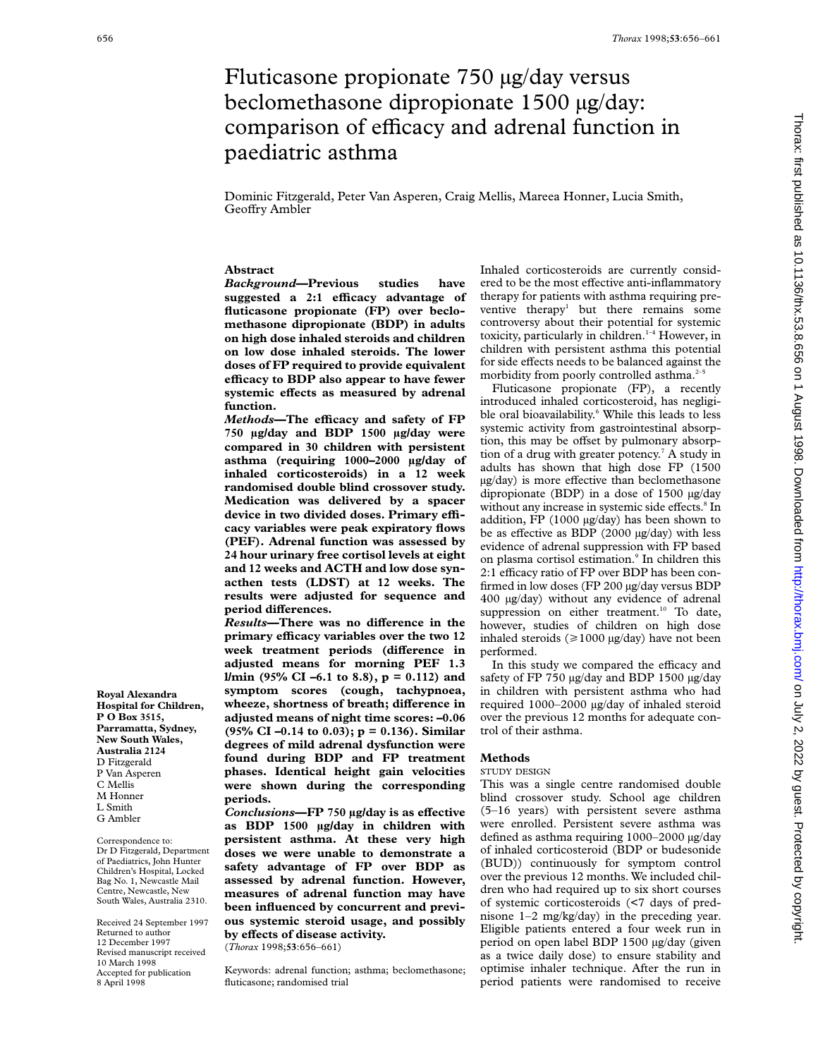# Fluticasone propionate 750 μg/day versus beclomethasone dipropionate 1500 μg/day: comparison of efficacy and adrenal function in paediatric asthma

Dominic Fitzgerald, Peter Van Asperen, Craig Mellis, Mareea Honner, Lucia Smith, Geoffry Ambler

## Abstract

***Background*—Previous studies have suggested a 2:1 efficacy advantage of fluticasone propionate (FP) over beclomethasone dipropionate (BDP) in adults on high dose inhaled steroids and children on low dose inhaled steroids. The lower doses of FP required to provide equivalent efficacy to BDP also appear to have fewer systemic effects as measured by adrenal function.**

***Methods*—The efficacy and safety of FP 750 μg/day and BDP 1500 μg/day were compared in 30 children with persistent asthma (requiring 1000–2000 μg/day of inhaled corticosteroids) in a 12 week randomised double blind crossover study. Medication was delivered by a spacer device in two divided doses. Primary efficacy variables were peak expiratory flows (PEF). Adrenal function was assessed by 24 hour urinary free cortisol levels at eight and 12 weeks and ACTH and low dose synacthen tests (LDST) at 12 weeks. The results were adjusted for sequence and period differences.**

***Results*—There was no difference in the primary efficacy variables over the two 12 week treatment periods (difference in adjusted means for morning PEF 1.3 l/min (95% CI –6.1 to 8.8), p = 0.112) and symptom scores (cough, tachypnoea, wheeze, shortness of breath; difference in adjusted means of night time scores: –0.06 (95% CI –0.14 to 0.03); p = 0.136). Similar degrees of mild adrenal dysfunction were found during BDP and FP treatment phases. Identical height gain velocities were shown during the corresponding periods.**

***Conclusions*—FP 750 μg/day is as effective as BDP 1500 μg/day in children with persistent asthma. At these very high doses we were unable to demonstrate a safety advantage of FP over BDP as assessed by adrenal function. However, measures of adrenal function may have been influenced by concurrent and previous systemic steroid usage, and possibly by effects of disease activity.**

(*Thorax* 1998;**53**:656–661)

Keywords: adrenal function; asthma; beclomethasone; fluticasone; randomised trial

Royal Alexandra Hospital for Children, P O Box 3515, Parramatta, Sydney, New South Wales, Australia 2124
D Fitzgerald
P Van Asperen
C Mellis
M Honner
L Smith
G Ambler

Correspondence to: Dr D Fitzgerald, Department of Paediatrics, John Hunter Children's Hospital, Locked Bag No. 1, Newcastle Mail Centre, Newcastle, New South Wales, Australia 2310.

Received 24 September 1997
Returned to author 12 December 1997
Revised manuscript received 10 March 1998
Accepted for publication 8 April 1998

Inhaled corticosteroids are currently considered to be the most effective anti-inflammatory therapy for patients with asthma requiring preventive therapy[1] but there remains some controversy about their potential for systemic toxicity, particularly in children.[1–4] However, in children with persistent asthma this potential for side effects needs to be balanced against the morbidity from poorly controlled asthma.[2–5]

Fluticasone propionate (FP), a recently introduced inhaled corticosteroid, has negligible oral bioavailability.[6] While this leads to less systemic activity from gastrointestinal absorption, this may be offset by pulmonary absorption of a drug with greater potency.[7] A study in adults has shown that high dose FP (1500 μg/day) is more effective than beclomethasone dipropionate (BDP) in a dose of 1500 μg/day without any increase in systemic side effects.[8] In addition, FP (1000 μg/day) has been shown to be as effective as BDP (2000 μg/day) with less evidence of adrenal suppression with FP based on plasma cortisol estimation.[9] In children this 2:1 efficacy ratio of FP over BDP has been confirmed in low doses (FP 200 μg/day versus BDP 400 μg/day) without any evidence of adrenal suppression on either treatment.[10] To date, however, studies of children on high dose inhaled steroids (⩾1000 μg/day) have not been performed.

In this study we compared the efficacy and safety of FP 750 μg/day and BDP 1500 μg/day in children with persistent asthma who had required 1000–2000 μg/day of inhaled steroid over the previous 12 months for adequate control of their asthma.

## Methods

### STUDY DESIGN

This was a single centre randomised double blind crossover study. School age children (5–16 years) with persistent severe asthma were enrolled. Persistent severe asthma was defined as asthma requiring 1000–2000 μg/day of inhaled corticosteroid (BDP or budesonide (BUD)) continuously for symptom control over the previous 12 months. We included children who had required up to six short courses of systemic corticosteroids (<7 days of prednisone 1–2 mg/kg/day) in the preceding year. Eligible patients entered a four week run in period on open label BDP 1500 μg/day (given as a twice daily dose) to ensure stability and optimise inhaler technique. After the run in period patients were randomised to receive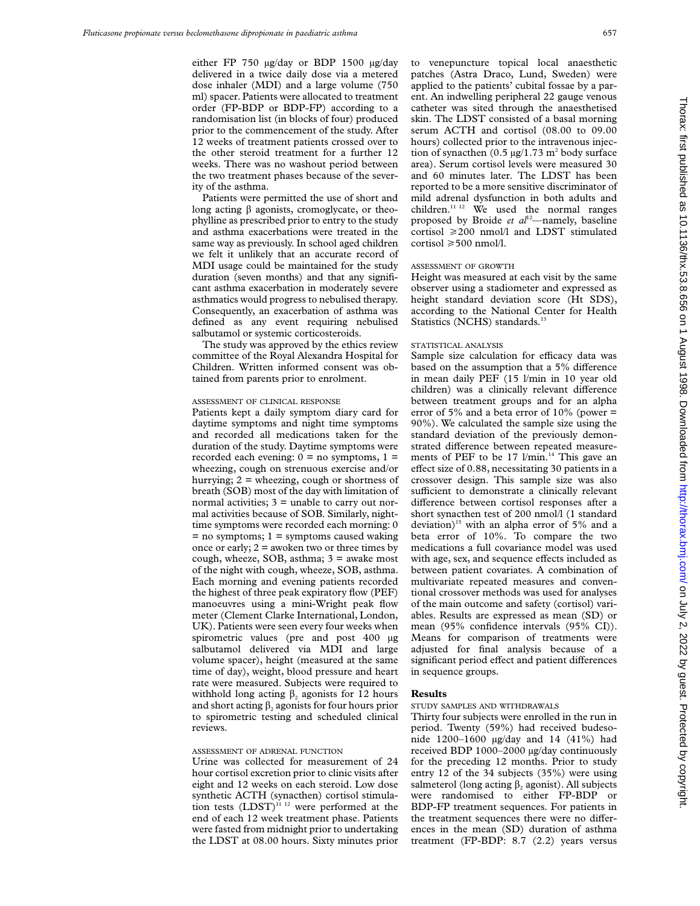either FP 750 μg/day or BDP 1500 μg/day delivered in a twice daily dose via a metered dose inhaler (MDI) and a large volume (750 ml) spacer. Patients were allocated to treatment order (FP-BDP or BDP-FP) according to a randomisation list (in blocks of four) produced prior to the commencement of the study. After 12 weeks of treatment patients crossed over to the other steroid treatment for a further 12 weeks. There was no washout period between the two treatment phases because of the severity of the asthma.

Patients were permitted the use of short and long acting β agonists, cromoglycate, or theophylline as prescribed prior to entry to the study and asthma exacerbations were treated in the same way as previously. In school aged children we felt it unlikely that an accurate record of MDI usage could be maintained for the study duration (seven months) and that any significant asthma exacerbation in moderately severe asthmatics would progress to nebulised therapy. Consequently, an exacerbation of asthma was defined as any event requiring nebulised salbutamol or systemic corticosteroids.

The study was approved by the ethics review committee of the Royal Alexandra Hospital for Children. Written informed consent was obtained from parents prior to enrolment.

### ASSESSMENT OF CLINICAL RESPONSE

Patients kept a daily symptom diary card for daytime symptoms and night time symptoms and recorded all medications taken for the duration of the study. Daytime symptoms were recorded each evening: 0 = no symptoms, 1 = wheezing, cough on strenuous exercise and/or hurrying; 2 = wheezing, cough or shortness of breath (SOB) most of the day with limitation of normal activities; 3 = unable to carry out normal activities because of SOB. Similarly, night-time symptoms were recorded each morning: 0 = no symptoms; 1 = symptoms caused waking once or early; 2 = awoken two or three times by cough, wheeze, SOB, asthma; 3 = awake most of the night with cough, wheeze, SOB, asthma. Each morning and evening patients recorded the highest of three peak expiratory flow (PEF) manoeuvres using a mini-Wright peak flow meter (Clement Clarke International, London, UK). Patients were seen every four weeks when spirometric values (pre and post 400 μg salbutamol delivered via MDI and large volume spacer), height (measured at the same time of day), weight, blood pressure and heart rate were measured. Subjects were required to withhold long acting $\beta_2$ agonists for 12 hours and short acting $\beta_2$ agonists for four hours prior to spirometric testing and scheduled clinical reviews.

### ASSESSMENT OF ADRENAL FUNCTION

Urine was collected for measurement of 24 hour cortisol excretion prior to clinic visits after eight and 12 weeks on each steroid. Low dose synthetic ACTH (synacthen) cortisol stimulation tests (LDST)[11 12] were performed at the end of each 12 week treatment phase. Patients were fasted from midnight prior to undertaking the LDST at 08.00 hours. Sixty minutes prior to venepuncture topical local anaesthetic patches (Astra Draco, Lund, Sweden) were applied to the patients' cubital fossae by a parent. An indwelling peripheral 22 gauge venous catheter was sited through the anaesthetised skin. The LDST consisted of a basal morning serum ACTH and cortisol (08.00 to 09.00 hours) collected prior to the intravenous injection of synacthen (0.5 μg/1.73 $m^2$ body surface area). Serum cortisol levels were measured 30 and 60 minutes later. The LDST has been reported to be a more sensitive discriminator of mild adrenal dysfunction in both adults and children.[11 12] We used the normal ranges proposed by Broide *et al*[12]—namely, baseline cortisol ≥200 nmol/l and LDST stimulated cortisol ≥500 nmol/l.

### ASSESSMENT OF GROWTH

Height was measured at each visit by the same observer using a stadiometer and expressed as height standard deviation score (Ht SDS), according to the National Center for Health Statistics (NCHS) standards.[13]

### STATISTICAL ANALYSIS

Sample size calculation for efficacy data was based on the assumption that a 5% difference in mean daily PEF (15 l/min in 10 year old children) was a clinically relevant difference between treatment groups and for an alpha error of 5% and a beta error of 10% (power = 90%). We calculated the sample size using the standard deviation of the previously demonstrated difference between repeated measurements of PEF to be 17 l/min.[14] This gave an effect size of 0.88, necessitating 30 patients in a crossover design. This sample size was also sufficient to demonstrate a clinically relevant difference between cortisol responses after a short synacthen test of 200 nmol/l (1 standard deviation)[15] with an alpha error of 5% and a beta error of 10%. To compare the two medications a full covariance model was used with age, sex, and sequence effects included as between patient covariates. A combination of multivariate repeated measures and conventional crossover methods was used for analyses of the main outcome and safety (cortisol) variables. Results are expressed as mean (SD) or mean (95% confidence intervals (95% CI)). Means for comparison of treatments were adjusted for final analysis because of a significant period effect and patient differences in sequence groups.

## Results

### STUDY SAMPLES AND WITHDRAWALS

Thirty four subjects were enrolled in the run in period. Twenty (59%) had received budesonide 1200–1600 μg/day and 14 (41%) had received BDP 1000–2000 μg/day continuously for the preceding 12 months. Prior to study entry 12 of the 34 subjects (35%) were using salmeterol (long acting $\beta_2$ agonist). All subjects were randomised to either FP-BDP or BDP-FP treatment sequences. For patients in the treatment sequences there were no differences in the mean (SD) duration of asthma treatment (FP-BDP: 8.7 (2.2) years versus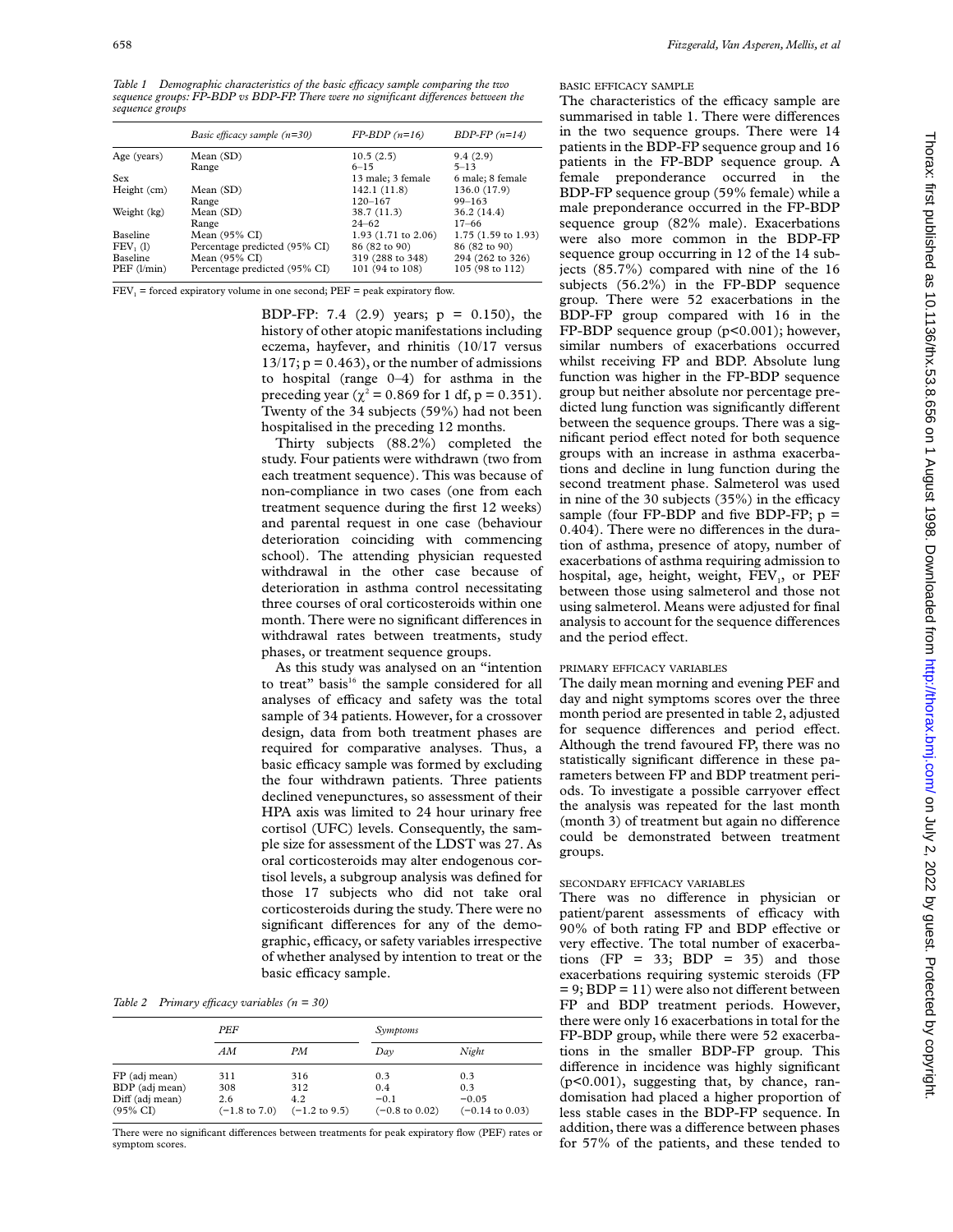*Table 1 Demographic characteristics of the basic efficacy sample comparing the two sequence groups: FP-BDP vs BDP-FP. There were no significant differences between the sequence groups*

| | *Basic efficacy sample (n=30)* | *FP-BDP (n=16)* | *BDP-FP (n=14)* |
|---|---|---|---|
| Age (years) | Mean (SD) | 10.5 (2.5) | 9.4 (2.9) |
| | Range | 6–15 | 5–13 |
| Sex | | 13 male; 3 female | 6 male; 8 female |
| Height (cm) | Mean (SD) | 142.1 (11.8) | 136.0 (17.9) |
| | Range | 120–167 | 99–163 |
| Weight (kg) | Mean (SD) | 38.7 (11.3) | 36.2 (14.4) |
| | Range | 24–62 | 17–66 |
| Baseline | Mean (95% CI) | 1.93 (1.71 to 2.06) | 1.75 (1.59 to 1.93) |
| $FEV_1$ (l) | Percentage predicted (95% CI) | 86 (82 to 90) | 86 (82 to 90) |
| Baseline | Mean (95% CI) | 319 (288 to 348) | 294 (262 to 326) |
| PEF (l/min) | Percentage predicted (95% CI) | 101 (94 to 108) | 105 (98 to 112) |

$FEV_1$ = forced expiratory volume in one second; PEF = peak expiratory flow.

BDP-FP: 7.4 (2.9) years; p = 0.150), the history of other atopic manifestations including eczema, hayfever, and rhinitis (10/17 versus 13/17; p = 0.463), or the number of admissions to hospital (range 0–4) for asthma in the preceding year ($\chi^2 = 0.869$ for 1 df, p = 0.351). Twenty of the 34 subjects (59%) had not been hospitalised in the preceding 12 months.

Thirty subjects (88.2%) completed the study. Four patients were withdrawn (two from each treatment sequence). This was because of non-compliance in two cases (one from each treatment sequence during the first 12 weeks) and parental request in one case (behaviour deterioration coinciding with commencing school). The attending physician requested withdrawal in the other case because of deterioration in asthma control necessitating three courses of oral corticosteroids within one month. There were no significant differences in withdrawal rates between treatments, study phases, or treatment sequence groups.

As this study was analysed on an "intention to treat" basis[16] the sample considered for all analyses of efficacy and safety was the total sample of 34 patients. However, for a crossover design, data from both treatment phases are required for comparative analyses. Thus, a basic efficacy sample was formed by excluding the four withdrawn patients. Three patients declined venepunctures, so assessment of their HPA axis was limited to 24 hour urinary free cortisol (UFC) levels. Consequently, the sample size for assessment of the LDST was 27. As oral corticosteroids may alter endogenous cortisol levels, a subgroup analysis was defined for those 17 subjects who did not take oral corticosteroids during the study. There were no significant differences for any of the demographic, efficacy, or safety variables irrespective of whether analysed by intention to treat or the basic efficacy sample.

*Table 2 Primary efficacy variables (n = 30)*

| | *PEF* | | *Symptoms* | |
|---|---|---|---|---|
| | *AM* | *PM* | *Day* | *Night* |
| FP (adj mean) | 311 | 316 | 0.3 | 0.3 |
| BDP (adj mean) | 308 | 312 | 0.4 | 0.3 |
| Diff (adj mean) | 2.6 | 4.2 | −0.1 | −0.05 |
| (95% CI) | (−1.8 to 7.0) | (−1.2 to 9.5) | (−0.8 to 0.02) | (−0.14 to 0.03) |

There were no significant differences between treatments for peak expiratory flow (PEF) rates or symptom scores.

#### BASIC EFFICACY SAMPLE

The characteristics of the efficacy sample are summarised in table 1. There were differences in the two sequence groups. There were 14 patients in the BDP-FP sequence group and 16 patients in the FP-BDP sequence group. A female preponderance occurred in the BDP-FP sequence group (59% female) while a male preponderance occurred in the FP-BDP sequence group (82% male). Exacerbations were also more common in the BDP-FP sequence group occurring in 12 of the 14 subjects (85.7%) compared with nine of the 16 subjects (56.2%) in the FP-BDP sequence group. There were 52 exacerbations in the BDP-FP group compared with 16 in the FP-BDP sequence group (p<0.001); however, similar numbers of exacerbations occurred whilst receiving FP and BDP. Absolute lung function was higher in the FP-BDP sequence group but neither absolute nor percentage predicted lung function was significantly different between the sequence groups. There was a significant period effect noted for both sequence groups with an increase in asthma exacerbations and decline in lung function during the second treatment phase. Salmeterol was used in nine of the 30 subjects (35%) in the efficacy sample (four FP-BDP and five BDP-FP; p = 0.404). There were no differences in the duration of asthma, presence of atopy, number of exacerbations of asthma requiring admission to hospital, age, height, weight, $FEV_1$, or PEF between those using salmeterol and those not using salmeterol. Means were adjusted for final analysis to account for the sequence differences and the period effect.

#### PRIMARY EFFICACY VARIABLES

The daily mean morning and evening PEF and day and night symptoms scores over the three month period are presented in table 2, adjusted for sequence differences and period effect. Although the trend favoured FP, there was no statistically significant difference in these parameters between FP and BDP treatment periods. To investigate a possible carryover effect the analysis was repeated for the last month (month 3) of treatment but again no difference could be demonstrated between treatment groups.

#### SECONDARY EFFICACY VARIABLES

There was no difference in physician or patient/parent assessments of efficacy with 90% of both rating FP and BDP effective or very effective. The total number of exacerbations (FP = 33; BDP = 35) and those exacerbations requiring systemic steroids (FP = 9; BDP = 11) were also not different between FP and BDP treatment periods. However, there were only 16 exacerbations in total for the FP-BDP group, while there were 52 exacerbations in the smaller BDP-FP group. This difference in incidence was highly significant (p<0.001), suggesting that, by chance, randomisation had placed a higher proportion of less stable cases in the BDP-FP sequence. In addition, there was a difference between phases for 57% of the patients, and these tended to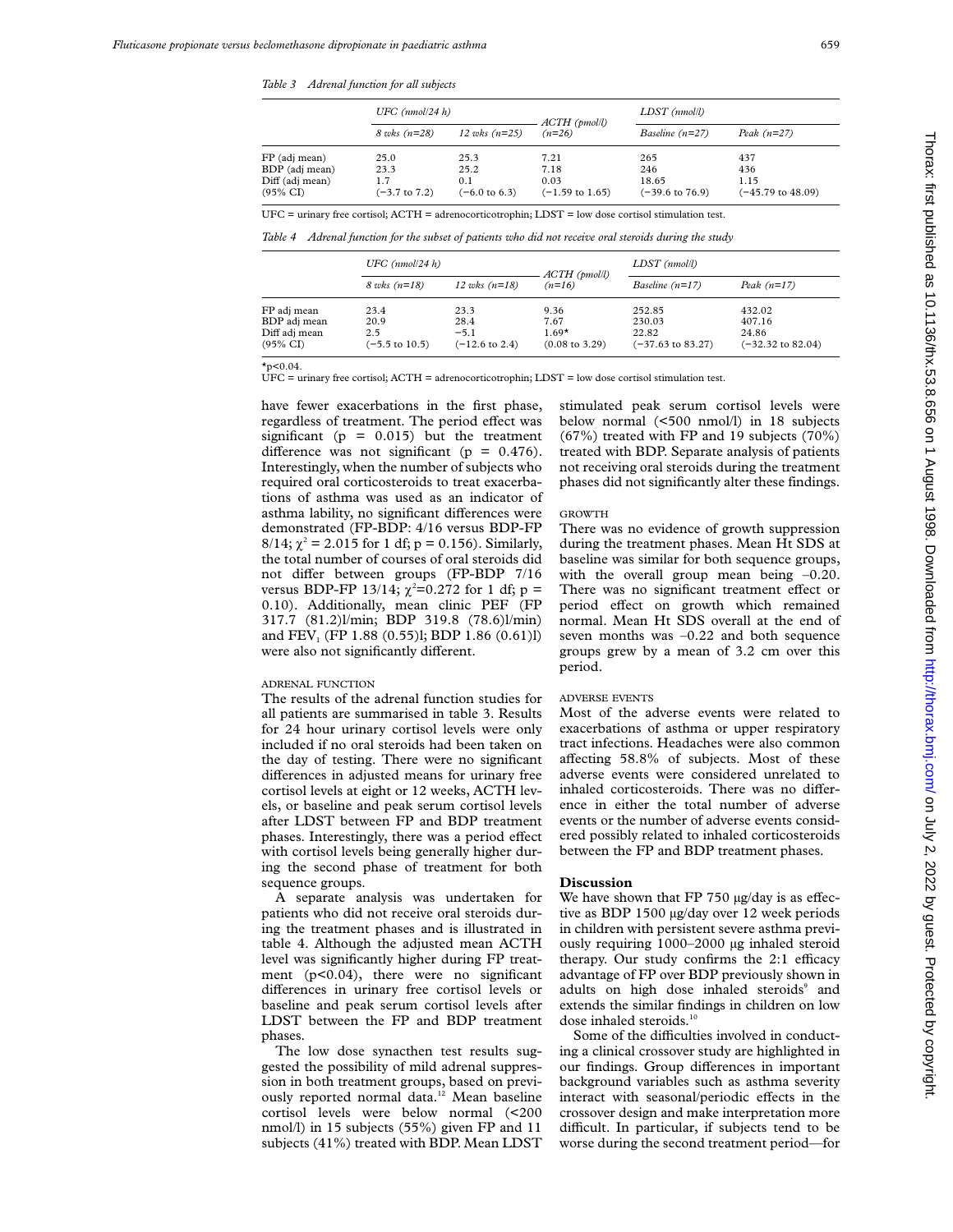*Table 3 Adrenal function for all subjects*

| | UFC (nmol/24 h) | | ACTH (pmol/l) | LDST (nmol/l) | |
|---|---|---|---|---|---|
| | 8 wks (n=28) | 12 wks (n=25) | (n=26) | Baseline (n=27) | Peak (n=27) |
| FP (adj mean) | 25.0 | 25.3 | 7.21 | 265 | 437 |
| BDP (adj mean) | 23.3 | 25.2 | 7.18 | 246 | 436 |
| Diff (adj mean) | 1.7 | 0.1 | 0.03 | 18.65 | 1.15 |
| (95% CI) | (−3.7 to 7.2) | (−6.0 to 6.3) | (−1.59 to 1.65) | (−39.6 to 76.9) | (−45.79 to 48.09) |

UFC = urinary free cortisol; ACTH = adrenocorticotrophin; LDST = low dose cortisol stimulation test.

*Table 4 Adrenal function for the subset of patients who did not receive oral steroids during the study*

| | UFC (nmol/24 h) | | ACTH (pmol/l) | LDST (nmol/l) | |
|---|---|---|---|---|---|
| | 8 wks (n=18) | 12 wks (n=18) | (n=16) | Baseline (n=17) | Peak (n=17) |
| FP adj mean | 23.4 | 23.3 | 9.36 | 252.85 | 432.02 |
| BDP adj mean | 20.9 | 28.4 | 7.67 | 230.03 | 407.16 |
| Diff adj mean | 2.5 | −5.1 | 1.69* | 22.82 | 24.86 |
| (95% CI) | (−5.5 to 10.5) | (−12.6 to 2.4) | (0.08 to 3.29) | (−37.63 to 83.27) | (−32.32 to 82.04) |

*p<0.04.
UFC = urinary free cortisol; ACTH = adrenocorticotrophin; LDST = low dose cortisol stimulation test.

have fewer exacerbations in the first phase, regardless of treatment. The period effect was significant (p = 0.015) but the treatment difference was not significant (p = 0.476). Interestingly, when the number of subjects who required oral corticosteroids to treat exacerbations of asthma was used as an indicator of asthma lability, no significant differences were demonstrated (FP-BDP: 4/16 versus BDP-FP 8/14; $\chi^2 = 2.015$ for 1 df; p = 0.156). Similarly, the total number of courses of oral steroids did not differ between groups (FP-BDP 7/16 versus BDP-FP 13/14; $\chi^2=0.272$ for 1 df; p = 0.10). Additionally, mean clinic PEF (FP 317.7 (81.2)l/min; BDP 319.8 (78.6)l/min) and $FEV_1$ (FP 1.88 (0.55)l; BDP 1.86 (0.61)l) were also not significantly different.

### ADRENAL FUNCTION

The results of the adrenal function studies for all patients are summarised in table 3. Results for 24 hour urinary cortisol levels were only included if no oral steroids had been taken on the day of testing. There were no significant differences in adjusted means for urinary free cortisol levels at eight or 12 weeks, ACTH levels, or baseline and peak serum cortisol levels after LDST between FP and BDP treatment phases. Interestingly, there was a period effect with cortisol levels being generally higher during the second phase of treatment for both sequence groups.

A separate analysis was undertaken for patients who did not receive oral steroids during the treatment phases and is illustrated in table 4. Although the adjusted mean ACTH level was significantly higher during FP treatment (p<0.04), there were no significant differences in urinary free cortisol levels or baseline and peak serum cortisol levels after LDST between the FP and BDP treatment phases.

The low dose synacthen test results suggested the possibility of mild adrenal suppression in both treatment groups, based on previously reported normal data.[12] Mean baseline cortisol levels were below normal (<200 nmol/l) in 15 subjects (55%) given FP and 11 subjects (41%) treated with BDP. Mean LDST stimulated peak serum cortisol levels were below normal (<500 nmol/l) in 18 subjects (67%) treated with FP and 19 subjects (70%) treated with BDP. Separate analysis of patients not receiving oral steroids during the treatment phases did not significantly alter these findings.

### GROWTH

There was no evidence of growth suppression during the treatment phases. Mean Ht SDS at baseline was similar for both sequence groups, with the overall group mean being –0.20. There was no significant treatment effect or period effect on growth which remained normal. Mean Ht SDS overall at the end of seven months was –0.22 and both sequence groups grew by a mean of 3.2 cm over this period.

### ADVERSE EVENTS

Most of the adverse events were related to exacerbations of asthma or upper respiratory tract infections. Headaches were also common affecting 58.8% of subjects. Most of these adverse events were considered unrelated to inhaled corticosteroids. There was no difference in either the total number of adverse events or the number of adverse events considered possibly related to inhaled corticosteroids between the FP and BDP treatment phases.

## Discussion

We have shown that FP 750 µg/day is as effective as BDP 1500 µg/day over 12 week periods in children with persistent severe asthma previously requiring 1000–2000 µg inhaled steroid therapy. Our study confirms the 2:1 efficacy advantage of FP over BDP previously shown in adults on high dose inhaled steroids[9] and extends the similar findings in children on low dose inhaled steroids.[10]

Some of the difficulties involved in conducting a clinical crossover study are highlighted in our findings. Group differences in important background variables such as asthma severity interact with seasonal/periodic effects in the crossover design and make interpretation more difficult. In particular, if subjects tend to be worse during the second treatment period—for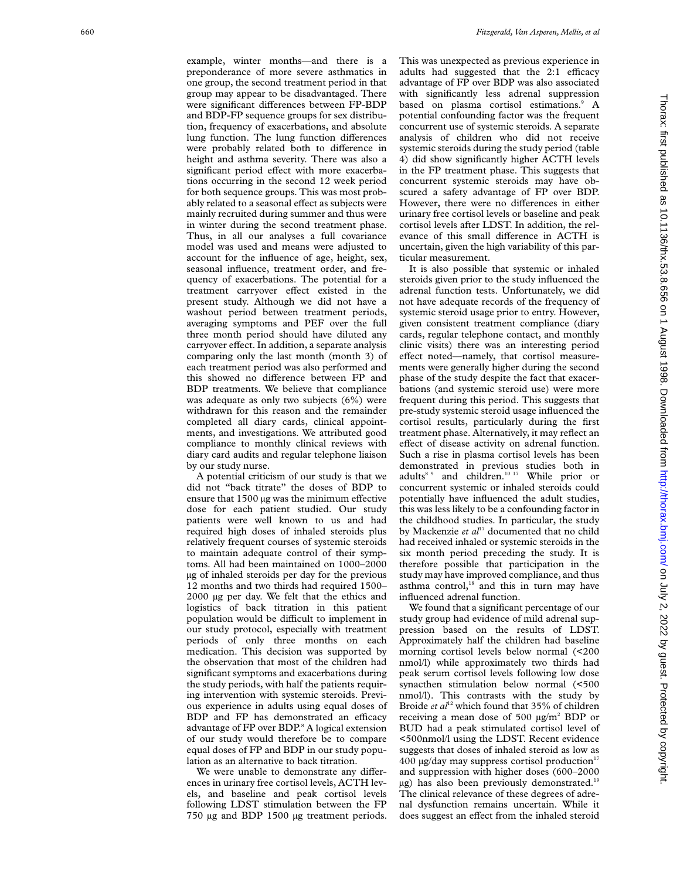example, winter months—and there is a preponderance of more severe asthmatics in one group, the second treatment period in that group may appear to be disadvantaged. There were significant differences between FP-BDP and BDP-FP sequence groups for sex distribution, frequency of exacerbations, and absolute lung function. The lung function differences were probably related both to difference in height and asthma severity. There was also a significant period effect with more exacerbations occurring in the second 12 week period for both sequence groups. This was most probably related to a seasonal effect as subjects were mainly recruited during summer and thus were in winter during the second treatment phase. Thus, in all our analyses a full covariance model was used and means were adjusted to account for the influence of age, height, sex, seasonal influence, treatment order, and frequency of exacerbations. The potential for a treatment carryover effect existed in the present study. Although we did not have a washout period between treatment periods, averaging symptoms and PEF over the full three month period should have diluted any carryover effect. In addition, a separate analysis comparing only the last month (month 3) of each treatment period was also performed and this showed no difference between FP and BDP treatments. We believe that compliance was adequate as only two subjects (6%) were withdrawn for this reason and the remainder completed all diary cards, clinical appointments, and investigations. We attributed good compliance to monthly clinical reviews with diary card audits and regular telephone liaison by our study nurse.

A potential criticism of our study is that we did not "back titrate" the doses of BDP to ensure that 1500 µg was the minimum effective dose for each patient studied. Our study patients were well known to us and had required high doses of inhaled steroids plus relatively frequent courses of systemic steroids to maintain adequate control of their symptoms. All had been maintained on 1000–2000 µg of inhaled steroids per day for the previous 12 months and two thirds had required 1500–2000 µg per day. We felt that the ethics and logistics of back titration in this patient population would be difficult to implement in our study protocol, especially with treatment periods of only three months on each medication. This decision was supported by the observation that most of the children had significant symptoms and exacerbations during the study periods, with half the patients requiring intervention with systemic steroids. Previous experience in adults using equal doses of BDP and FP has demonstrated an efficacy advantage of FP over BDP.[8] A logical extension of our study would therefore be to compare equal doses of FP and BDP in our study population as an alternative to back titration.

We were unable to demonstrate any differences in urinary free cortisol levels, ACTH levels, and baseline and peak cortisol levels following LDST stimulation between the FP 750 µg and BDP 1500 µg treatment periods. This was unexpected as previous experience in adults had suggested that the 2:1 efficacy advantage of FP over BDP was also associated with significantly less adrenal suppression based on plasma cortisol estimations.[9] A potential confounding factor was the frequent concurrent use of systemic steroids. A separate analysis of children who did not receive systemic steroids during the study period (table 4) did show significantly higher ACTH levels in the FP treatment phase. This suggests that concurrent systemic steroids may have obscured a safety advantage of FP over BDP. However, there were no differences in either urinary free cortisol levels or baseline and peak cortisol levels after LDST. In addition, the relevance of this small difference in ACTH is uncertain, given the high variability of this particular measurement.

It is also possible that systemic or inhaled steroids given prior to the study influenced the adrenal function tests. Unfortunately, we did not have adequate records of the frequency of systemic steroid usage prior to entry. However, given consistent treatment compliance (diary cards, regular telephone contact, and monthly clinic visits) there was an interesting period effect noted—namely, that cortisol measurements were generally higher during the second phase of the study despite the fact that exacerbations (and systemic steroid use) were more frequent during this period. This suggests that pre-study systemic steroid usage influenced the cortisol results, particularly during the first treatment phase. Alternatively, it may reflect an effect of disease activity on adrenal function. Such a rise in plasma cortisol levels has been demonstrated in previous studies both in adults[8 9] and children.[10 17] While prior or concurrent systemic or inhaled steroids could potentially have influenced the adult studies, this was less likely to be a confounding factor in the childhood studies. In particular, the study by Mackenzie *et al*[17] documented that no child had received inhaled or systemic steroids in the six month period preceding the study. It is therefore possible that participation in the study may have improved compliance, and thus asthma control,[18] and this in turn may have influenced adrenal function.

We found that a significant percentage of our study group had evidence of mild adrenal suppression based on the results of LDST. Approximately half the children had baseline morning cortisol levels below normal (<200 nmol/l) while approximately two thirds had peak serum cortisol levels following low dose synacthen stimulation below normal (<500 nmol/l). This contrasts with the study by Broide *et al*[12] which found that 35% of children receiving a mean dose of 500 µg/m$^2$ BDP or BUD had a peak stimulated cortisol level of <500nmol/l using the LDST. Recent evidence suggests that doses of inhaled steroid as low as 400 µg/day may suppress cortisol production[17] and suppression with higher doses (600–2000 µg) has also been previously demonstrated.[19] The clinical relevance of these degrees of adrenal dysfunction remains uncertain. While it does suggest an effect from the inhaled steroid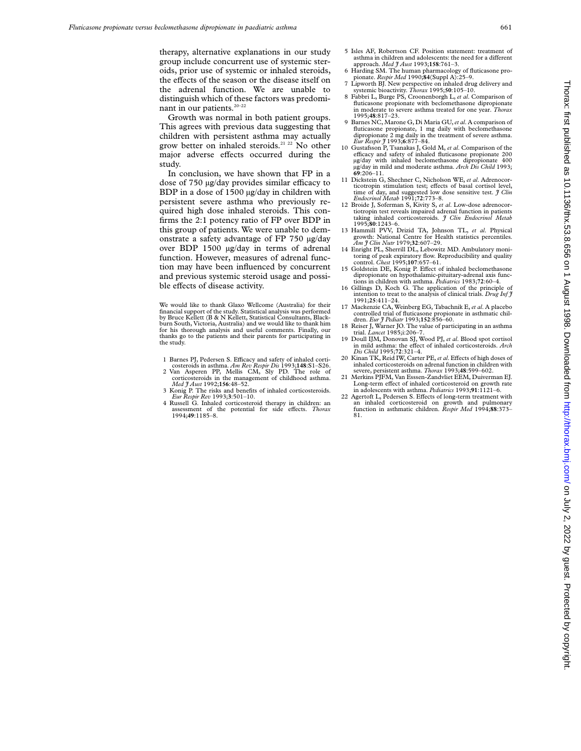therapy, alternative explanations in our study group include concurrent use of systemic steroids, prior use of systemic or inhaled steroids, the effects of the season or the disease itself on the adrenal function. We are unable to distinguish which of these factors was predominant in our patients.[20–22]

Growth was normal in both patient groups. This agrees with previous data suggesting that children with persistent asthma may actually grow better on inhaled steroids.[21 22] No other major adverse effects occurred during the study.

In conclusion, we have shown that FP in a dose of 750 μg/day provides similar efficacy to BDP in a dose of 1500 μg/day in children with persistent severe asthma who previously required high dose inhaled steroids. This confirms the 2:1 potency ratio of FP over BDP in this group of patients. We were unable to demonstrate a safety advantage of FP 750 μg/day over BDP 1500 μg/day in terms of adrenal function. However, measures of adrenal function may have been influenced by concurrent and previous systemic steroid usage and possible effects of disease activity.

We would like to thank Glaxo Wellcome (Australia) for their financial support of the study. Statistical analysis was performed by Bruce Kellett (B & N Kellett, Statistical Consultants, Blackburn South, Victoria, Australia) and we would like to thank him for his thorough analysis and useful comments. Finally, our thanks go to the patients and their parents for participating in the study.

1 Barnes PJ, Pedersen S. Efficacy and safety of inhaled corticosteroids in asthma. *Am Rev Respir Dis* 1993;**148**:S1–S26.
2 Van Asperen PP, Mellis CM, Sly PD. The role of corticosteroids in the management of childhood asthma. *Med J Aust* 1992;**156**:48–52.
3 Konig P. The risks and benefits of inhaled corticosteroids. *Eur Respir Rev* 1993;**3**:501–10.
4 Russell G. Inhaled corticosteroid therapy in children: an assessment of the potential for side effects. *Thorax* 1994;**49**:1185–8.
5 Isles AF, Robertson CF. Position statement: treatment of asthma in children and adolescents: the need for a different approach. *Med J Aust* 1993;**158**:761–3.
6 Harding SM. The human pharmacology of fluticasone propionate. *Respir Med* 1990;**84**(Suppl A):25–9.
7 Lipworth BJ. New perspective on inhaled drug delivery and systemic bioactivity. *Thorax* 1995;**50**:105–10.
8 Fabbri L, Burge PS, Croonenborgh L, *et al*. Comparison of fluticasone propionate with beclomethasone dipropionate in moderate to severe asthma treated for one year. *Thorax* 1995;**48**:817–23.
9 Barnes NC, Marone G, Di Maria GU, *et al*. A comparison of fluticasone propionate, 1 mg daily with beclomethasone dipropionate 2 mg daily in the treatment of severe asthma. *Eur Respir J* 1993;**6**:877–84.
10 Gustafsson P, Tsanakas J, Gold M, *et al*. Comparison of the efficacy and safety of inhaled fluticasone propionate 200 μg/day with inhaled beclomethasone dipropionate 400 μg/day in mild and moderate asthma. *Arch Dis Child* 1993; **69**:206–11.
11 Dickstein G, Shechner C, Nicholson WE, *et al*. Adrenocorticotropin stimulation test; effects of basal cortisol level, time of day, and suggested low dose sensitive test. *J Clin Endocrinol Metab* 1991;**72**:773–8.
12 Broide J, Soferman S, Kivity S, *et al*. Low-dose adrenocortiotropin test reveals impaired adrenal function in patients taking inhaled corticosteroids. *J Clin Endocrinol Metab* 1995;**80**:1243–6.
13 Hammill PVV, Drizid TA, Johnson TL, *et al*. Physical growth: National Centre for Health statistics percentiles. *Am J Clin Nutr* 1979;**32**:607–29.
14 Enright PL, Sherrill DL, Lebowitz MD. Ambulatory monitoring of peak expiratory flow. Reproducibility and quality control. *Chest* 1995;**107**:657–61.
15 Goldstein DE, Konig P. Effect of inhaled beclomethasone dipropionate on hypothalamic-pituitary-adrenal axis functions in children with asthma. *Pediatrics* 1983;**72**:60–4.
16 Gillings D, Koch G. The application of the principle of intention to treat to the analysis of clinical trials. *Drug Inf J* 1991;**25**:411–24.
17 Mackenzie CA, Weinberg EG, Tabachnik E, *et al*. A placebo controlled trial of fluticasone propionate in asthmatic children. *Eur J Pediatr* 1993;**152**:856–60.
18 Reiser J, Warner JO. The value of participating in an asthma trial. *Lancet* 1985;**i**:206–7.
19 Doull IJM, Donovan SJ, Wood PJ, *et al*. Blood spot cortisol in mild asthma: the effect of inhaled corticosteroids. *Arch Dis Child* 1995;**72**:321–4.
20 Kinan TK, Reid IW, Carter PE, *et al*. Effects of high doses of inhaled corticosteroids on adrenal function in children with severe, persistent asthma. *Thorax* 1993;**48**:599–602.
21 Merkins PJFM, Van Esssen-Zandvliet EEM, Duiverman EJ. Long-term effect of inhaled corticosteroid on growth rate in adolescents with asthma. *Pediatrics* 1993;**91**:1121–6.
22 Agertoft L, Pedersen S. Effects of long-term treatment with an inhaled corticosteroid on growth and pulmonary function in asthmatic children. *Respir Med* 1994;**88**:373–81.